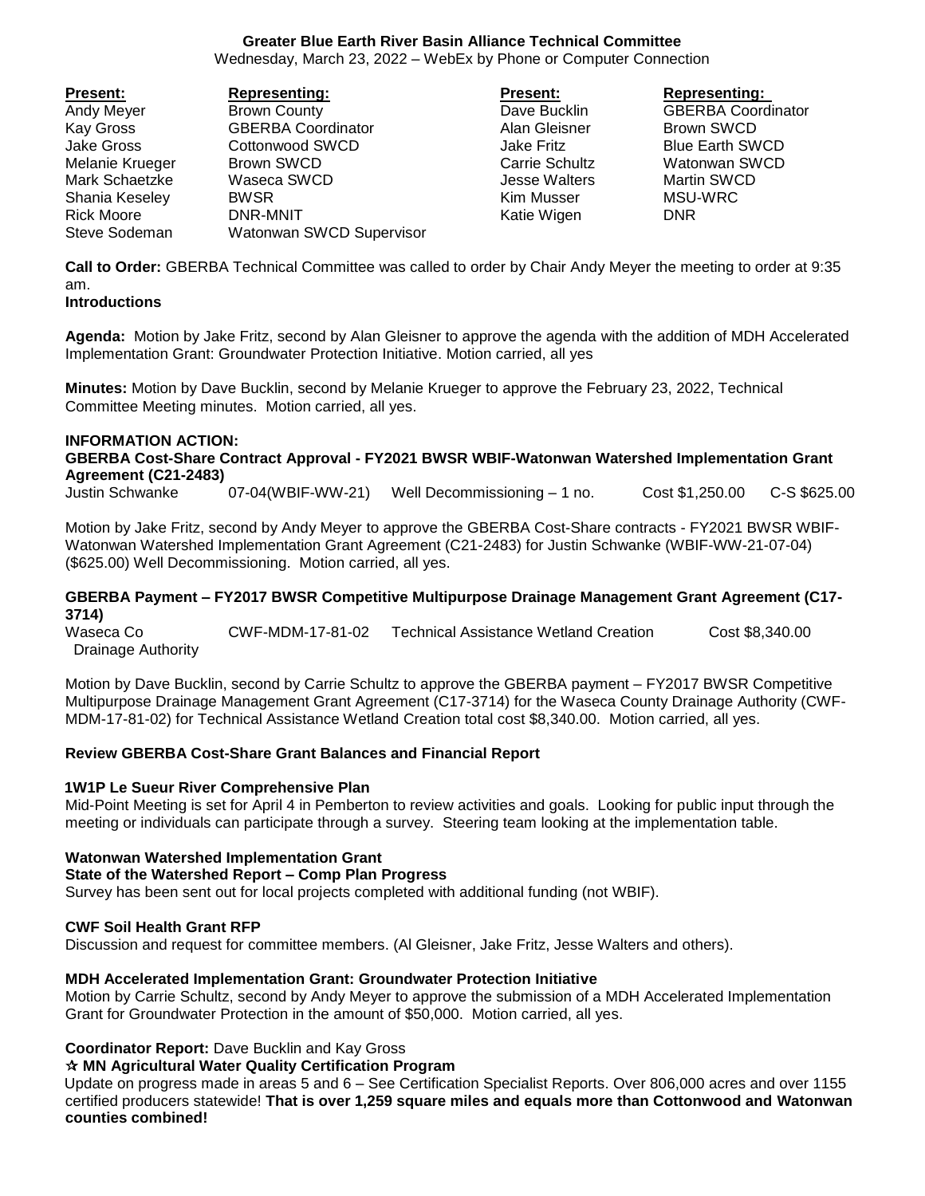**Greater Blue Earth River Basin Alliance Technical Committee**
Wednesday, March 23, 2022 – WebEx by Phone or Computer Connection

| **Present:** | **Representing:** | **Present:** | **Representing:** |
|---|---|---|---|
| Andy Meyer | Brown County | Dave Bucklin | GBERBA Coordinator |
| Kay Gross | GBERBA Coordinator | Alan Gleisner | Brown SWCD |
| Jake Gross | Cottonwood SWCD | Jake Fritz | Blue Earth SWCD |
| Melanie Krueger | Brown SWCD | Carrie Schultz | Watonwan SWCD |
| Mark Schaetzke | Waseca SWCD | Jesse Walters | Martin SWCD |
| Shania Keseley | BWSR | Kim Musser | MSU-WRC |
| Rick Moore | DNR-MNIT | Katie Wigen | DNR |
| Steve Sodeman | Watonwan SWCD Supervisor | | |

**Call to Order:** GBERBA Technical Committee was called to order by Chair Andy Meyer the meeting to order at 9:35 am.

**Introductions**

**Agenda:** Motion by Jake Fritz, second by Alan Gleisner to approve the agenda with the addition of MDH Accelerated Implementation Grant: Groundwater Protection Initiative. Motion carried, all yes

**Minutes:** Motion by Dave Bucklin, second by Melanie Krueger to approve the February 23, 2022, Technical Committee Meeting minutes. Motion carried, all yes.

**INFORMATION ACTION:**

**GBERBA Cost-Share Contract Approval - FY2021 BWSR WBIF-Watonwan Watershed Implementation Grant Agreement (C21-2483)**

| Justin Schwanke | 07-04(WBIF-WW-21) | Well Decommissioning – 1 no. | Cost $1,250.00 | C-S $625.00 |
|---|---|---|---|---|

Motion by Jake Fritz, second by Andy Meyer to approve the GBERBA Cost-Share contracts - FY2021 BWSR WBIF-Watonwan Watershed Implementation Grant Agreement (C21-2483) for Justin Schwanke (WBIF-WW-21-07-04) ($625.00) Well Decommissioning. Motion carried, all yes.

**GBERBA Payment – FY2017 BWSR Competitive Multipurpose Drainage Management Grant Agreement (C17-3714)**

| Waseca Co Drainage Authority | CWF-MDM-17-81-02 | Technical Assistance Wetland Creation | Cost $8,340.00 |
|---|---|---|---|

Motion by Dave Bucklin, second by Carrie Schultz to approve the GBERBA payment – FY2017 BWSR Competitive Multipurpose Drainage Management Grant Agreement (C17-3714) for the Waseca County Drainage Authority (CWF-MDM-17-81-02) for Technical Assistance Wetland Creation total cost $8,340.00. Motion carried, all yes.

**Review GBERBA Cost-Share Grant Balances and Financial Report**

**1W1P Le Sueur River Comprehensive Plan**

Mid-Point Meeting is set for April 4 in Pemberton to review activities and goals. Looking for public input through the meeting or individuals can participate through a survey. Steering team looking at the implementation table.

**Watonwan Watershed Implementation Grant**

**State of the Watershed Report – Comp Plan Progress**

Survey has been sent out for local projects completed with additional funding (not WBIF).

**CWF Soil Health Grant RFP**

Discussion and request for committee members. (Al Gleisner, Jake Fritz, Jesse Walters and others).

**MDH Accelerated Implementation Grant: Groundwater Protection Initiative**

Motion by Carrie Schultz, second by Andy Meyer to approve the submission of a MDH Accelerated Implementation Grant for Groundwater Protection in the amount of $50,000. Motion carried, all yes.

**Coordinator Report:** Dave Bucklin and Kay Gross

☆ **MN Agricultural Water Quality Certification Program**

Update on progress made in areas 5 and 6 – See Certification Specialist Reports. Over 806,000 acres and over 1155 certified producers statewide! **That is over 1,259 square miles and equals more than Cottonwood and Watonwan counties combined!**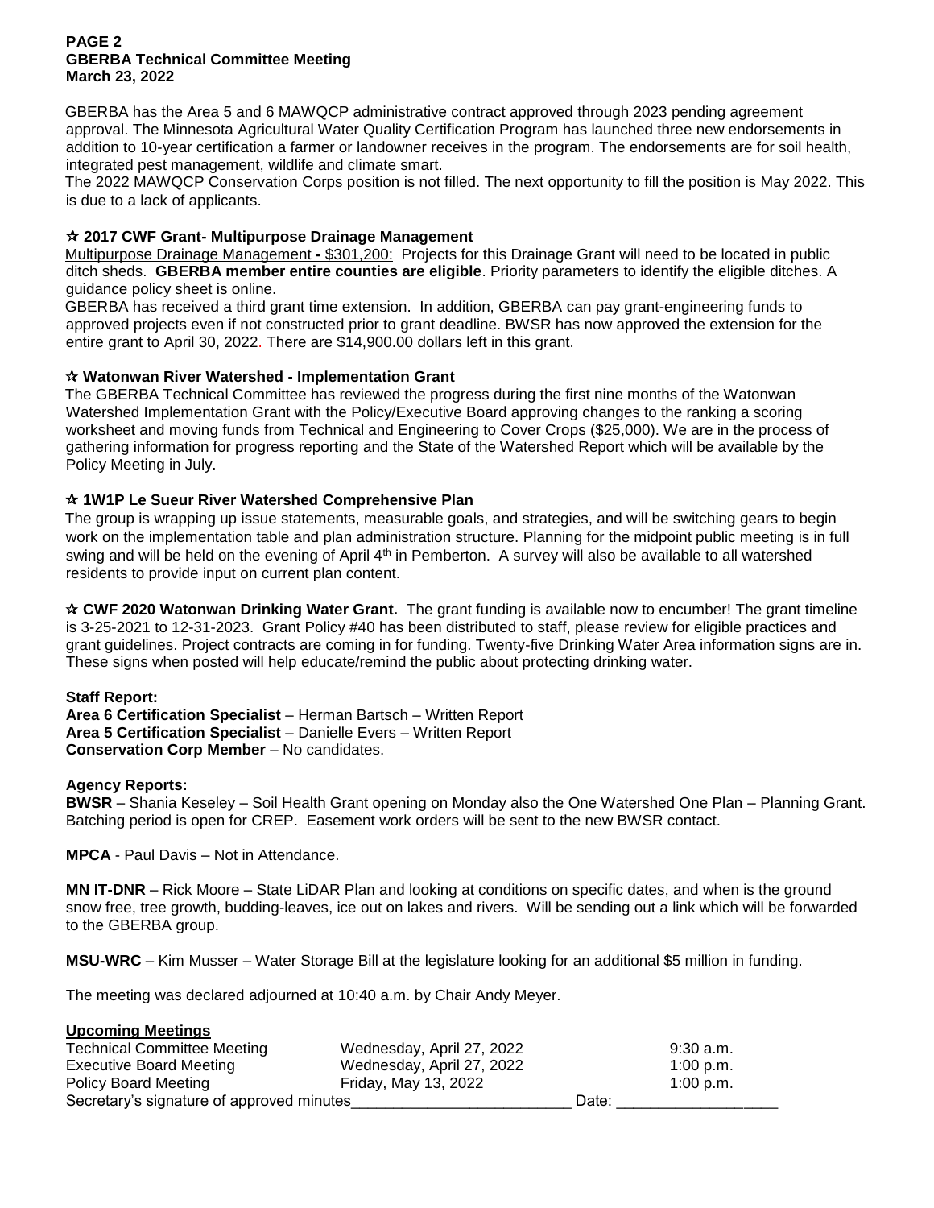GBERBA has the Area 5 and 6 MAWQCP administrative contract approved through 2023 pending agreement approval. The Minnesota Agricultural Water Quality Certification Program has launched three new endorsements in addition to 10-year certification a farmer or landowner receives in the program. The endorsements are for soil health, integrated pest management, wildlife and climate smart.

The 2022 MAWQCP Conservation Corps position is not filled. The next opportunity to fill the position is May 2022. This is due to a lack of applicants.

**✰ 2017 CWF Grant- Multipurpose Drainage Management**

Multipurpose Drainage Management - $301,200: Projects for this Drainage Grant will need to be located in public ditch sheds. **GBERBA member entire counties are eligible**. Priority parameters to identify the eligible ditches. A guidance policy sheet is online.

GBERBA has received a third grant time extension. In addition, GBERBA can pay grant-engineering funds to approved projects even if not constructed prior to grant deadline. BWSR has now approved the extension for the entire grant to April 30, 2022. There are $14,900.00 dollars left in this grant.

**✰ Watonwan River Watershed - Implementation Grant**

The GBERBA Technical Committee has reviewed the progress during the first nine months of the Watonwan Watershed Implementation Grant with the Policy/Executive Board approving changes to the ranking a scoring worksheet and moving funds from Technical and Engineering to Cover Crops ($25,000). We are in the process of gathering information for progress reporting and the State of the Watershed Report which will be available by the Policy Meeting in July.

**✰ 1W1P Le Sueur River Watershed Comprehensive Plan**

The group is wrapping up issue statements, measurable goals, and strategies, and will be switching gears to begin work on the implementation table and plan administration structure. Planning for the midpoint public meeting is in full swing and will be held on the evening of April 4th in Pemberton. A survey will also be available to all watershed residents to provide input on current plan content.

**✰ CWF 2020 Watonwan Drinking Water Grant.** The grant funding is available now to encumber! The grant timeline is 3-25-2021 to 12-31-2023. Grant Policy #40 has been distributed to staff, please review for eligible practices and grant guidelines. Project contracts are coming in for funding. Twenty-five Drinking Water Area information signs are in. These signs when posted will help educate/remind the public about protecting drinking water.

**Staff Report:**

**Area 6 Certification Specialist** – Herman Bartsch – Written Report
**Area 5 Certification Specialist** – Danielle Evers – Written Report
**Conservation Corp Member** – No candidates.

**Agency Reports:**

**BWSR** – Shania Keseley – Soil Health Grant opening on Monday also the One Watershed One Plan – Planning Grant. Batching period is open for CREP. Easement work orders will be sent to the new BWSR contact.

**MPCA** - Paul Davis – Not in Attendance.

**MN IT-DNR** – Rick Moore – State LiDAR Plan and looking at conditions on specific dates, and when is the ground snow free, tree growth, budding-leaves, ice out on lakes and rivers. Will be sending out a link which will be forwarded to the GBERBA group.

**MSU-WRC** – Kim Musser – Water Storage Bill at the legislature looking for an additional $5 million in funding.

The meeting was declared adjourned at 10:40 a.m. by Chair Andy Meyer.

**Upcoming Meetings**

| | | |
|---|---|---|
| Technical Committee Meeting | Wednesday, April 27, 2022 | 9:30 a.m. |
| Executive Board Meeting | Wednesday, April 27, 2022 | 1:00 p.m. |
| Policy Board Meeting | Friday, May 13, 2022 | 1:00 p.m. |

Secretary's signature of approved minutes__________________________ Date: ___________________